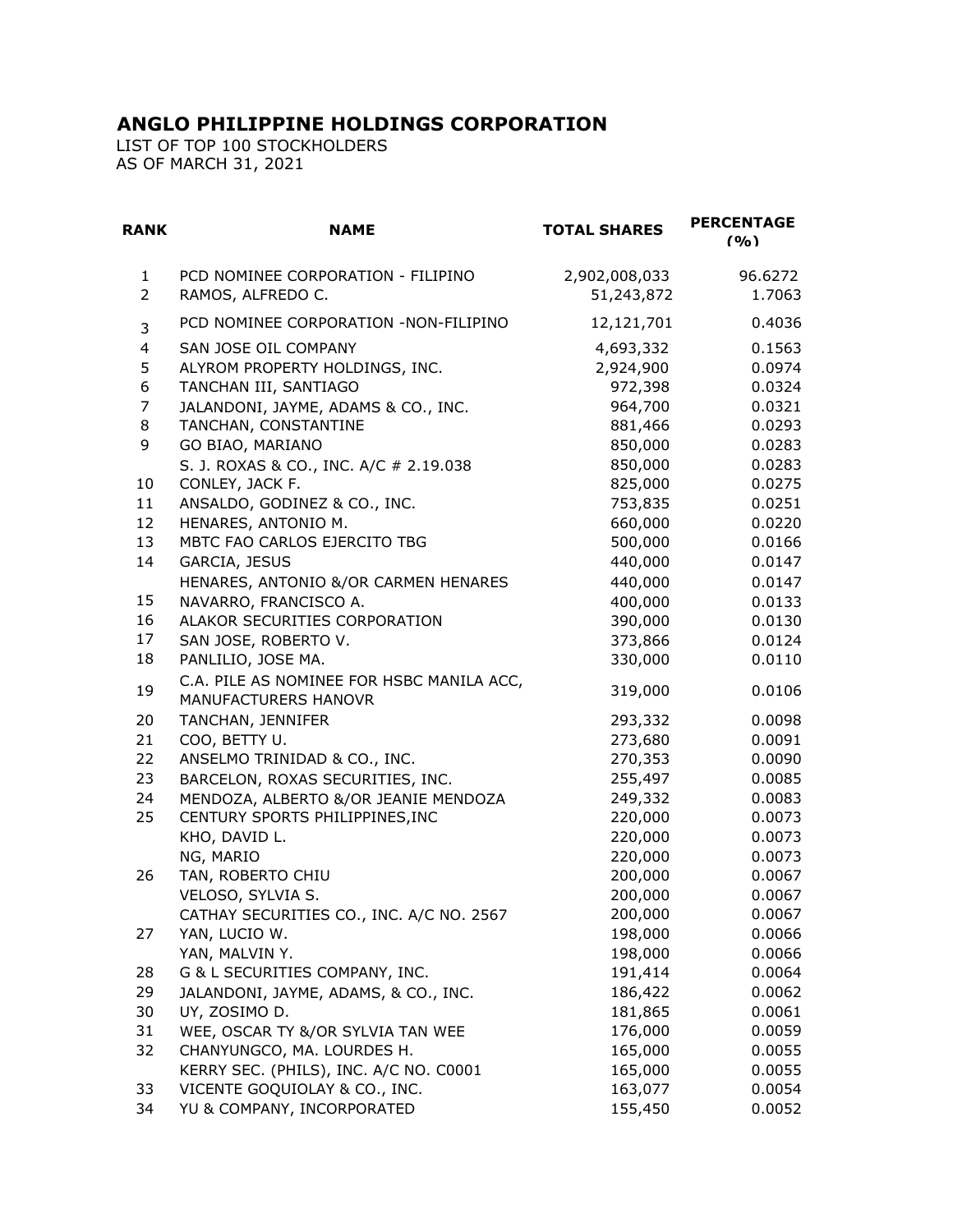## ANGLO PHILIPPINE HOLDINGS CORPORATION

LIST OF TOP 100 STOCKHOLDERS
AS OF MARCH 31, 2021

| RANK | NAME | TOTAL SHARES | PERCENTAGE (%) |
|---|---|---|---|
| 1 | PCD NOMINEE CORPORATION - FILIPINO | 2,902,008,033 | 96.6272 |
| 2 | RAMOS, ALFREDO C. | 51,243,872 | 1.7063 |
| 3 | PCD NOMINEE CORPORATION -NON-FILIPINO | 12,121,701 | 0.4036 |
| 4 | SAN JOSE OIL COMPANY | 4,693,332 | 0.1563 |
| 5 | ALYROM PROPERTY HOLDINGS, INC. | 2,924,900 | 0.0974 |
| 6 | TANCHAN III, SANTIAGO | 972,398 | 0.0324 |
| 7 | JALANDONI, JAYME, ADAMS & CO., INC. | 964,700 | 0.0321 |
| 8 | TANCHAN, CONSTANTINE | 881,466 | 0.0293 |
| 9 | GO BIAO, MARIANO | 850,000 | 0.0283 |
| | S. J. ROXAS & CO., INC. A/C # 2.19.038 | 850,000 | 0.0283 |
| 10 | CONLEY, JACK F. | 825,000 | 0.0275 |
| 11 | ANSALDO, GODINEZ & CO., INC. | 753,835 | 0.0251 |
| 12 | HENARES, ANTONIO M. | 660,000 | 0.0220 |
| 13 | MBTC FAO CARLOS EJERCITO TBG | 500,000 | 0.0166 |
| 14 | GARCIA, JESUS | 440,000 | 0.0147 |
| | HENARES, ANTONIO &/OR CARMEN HENARES | 440,000 | 0.0147 |
| 15 | NAVARRO, FRANCISCO A. | 400,000 | 0.0133 |
| 16 | ALAKOR SECURITIES CORPORATION | 390,000 | 0.0130 |
| 17 | SAN JOSE, ROBERTO V. | 373,866 | 0.0124 |
| 18 | PANLILIO, JOSE MA. | 330,000 | 0.0110 |
| 19 | C.A. PILE AS NOMINEE FOR HSBC MANILA ACC, MANUFACTURERS HANOVR | 319,000 | 0.0106 |
| 20 | TANCHAN, JENNIFER | 293,332 | 0.0098 |
| 21 | COO, BETTY U. | 273,680 | 0.0091 |
| 22 | ANSELMO TRINIDAD & CO., INC. | 270,353 | 0.0090 |
| 23 | BARCELON, ROXAS SECURITIES, INC. | 255,497 | 0.0085 |
| 24 | MENDOZA, ALBERTO &/OR JEANIE MENDOZA | 249,332 | 0.0083 |
| 25 | CENTURY SPORTS PHILIPPINES,INC | 220,000 | 0.0073 |
| | KHO, DAVID L. | 220,000 | 0.0073 |
| | NG, MARIO | 220,000 | 0.0073 |
| 26 | TAN, ROBERTO CHIU | 200,000 | 0.0067 |
| | VELOSO, SYLVIA S. | 200,000 | 0.0067 |
| | CATHAY SECURITIES CO., INC. A/C NO. 2567 | 200,000 | 0.0067 |
| 27 | YAN, LUCIO W. | 198,000 | 0.0066 |
| | YAN, MALVIN Y. | 198,000 | 0.0066 |
| 28 | G & L SECURITIES COMPANY, INC. | 191,414 | 0.0064 |
| 29 | JALANDONI, JAYME, ADAMS, & CO., INC. | 186,422 | 0.0062 |
| 30 | UY, ZOSIMO D. | 181,865 | 0.0061 |
| 31 | WEE, OSCAR TY &/OR SYLVIA TAN WEE | 176,000 | 0.0059 |
| 32 | CHANYUNGCO, MA. LOURDES H. | 165,000 | 0.0055 |
| | KERRY SEC. (PHILS), INC. A/C NO. C0001 | 165,000 | 0.0055 |
| 33 | VICENTE GOQUIOLAY & CO., INC. | 163,077 | 0.0054 |
| 34 | YU & COMPANY, INCORPORATED | 155,450 | 0.0052 |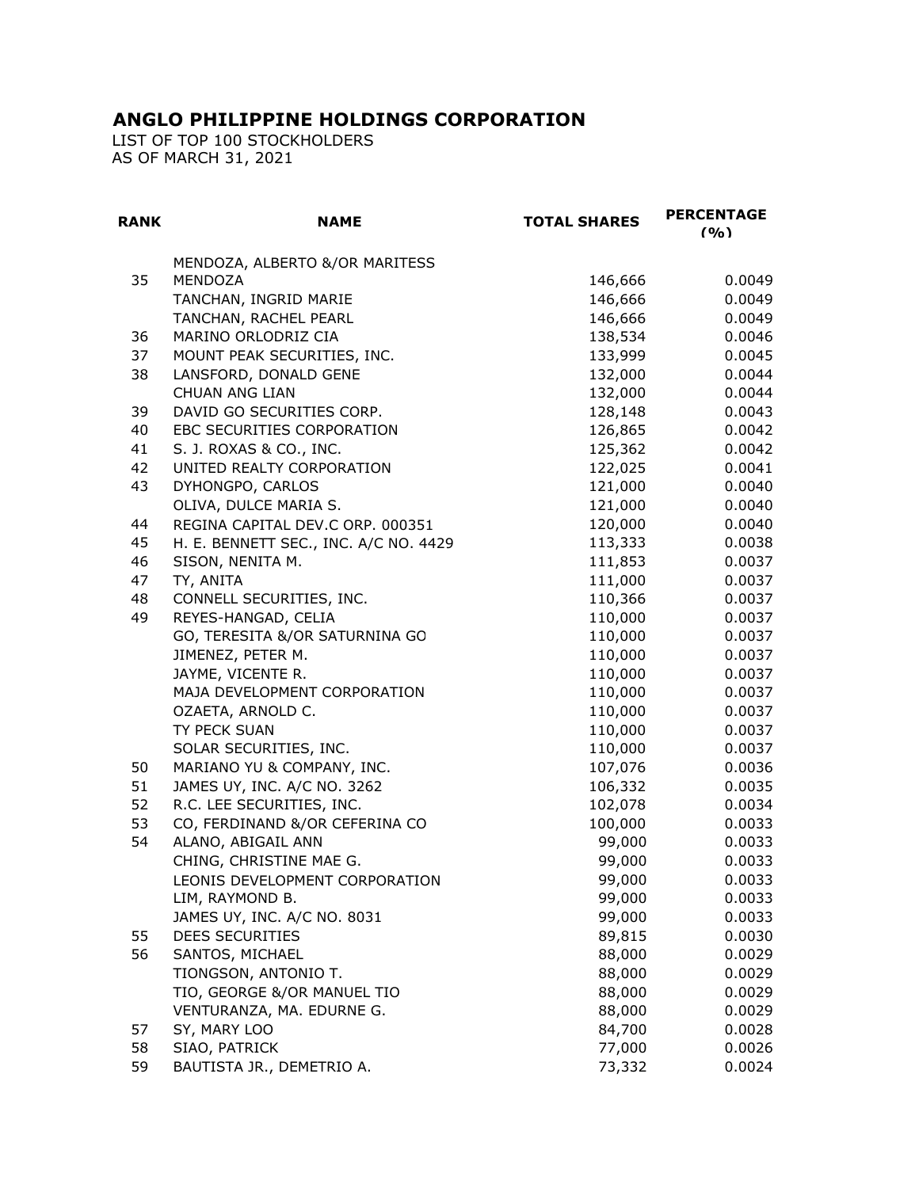# ANGLO PHILIPPINE HOLDINGS CORPORATION

LIST OF TOP 100 STOCKHOLDERS
AS OF MARCH 31, 2021

| RANK | NAME | TOTAL SHARES | PERCENTAGE (%) |
|---|---|---|---|
| 35 | MENDOZA, ALBERTO &/OR MARITESS MENDOZA | 146,666 | 0.0049 |
| | TANCHAN, INGRID MARIE | 146,666 | 0.0049 |
| | TANCHAN, RACHEL PEARL | 146,666 | 0.0049 |
| 36 | MARINO ORLODRIZ CIA | 138,534 | 0.0046 |
| 37 | MOUNT PEAK SECURITIES, INC. | 133,999 | 0.0045 |
| 38 | LANSFORD, DONALD GENE | 132,000 | 0.0044 |
| | CHUAN ANG LIAN | 132,000 | 0.0044 |
| 39 | DAVID GO SECURITIES CORP. | 128,148 | 0.0043 |
| 40 | EBC SECURITIES CORPORATION | 126,865 | 0.0042 |
| 41 | S. J. ROXAS & CO., INC. | 125,362 | 0.0042 |
| 42 | UNITED REALTY CORPORATION | 122,025 | 0.0041 |
| 43 | DYHONGPO, CARLOS | 121,000 | 0.0040 |
| | OLIVA, DULCE MARIA S. | 121,000 | 0.0040 |
| 44 | REGINA CAPITAL DEV.C ORP. 000351 | 120,000 | 0.0040 |
| 45 | H. E. BENNETT SEC., INC. A/C NO. 4429 | 113,333 | 0.0038 |
| 46 | SISON, NENITA M. | 111,853 | 0.0037 |
| 47 | TY, ANITA | 111,000 | 0.0037 |
| 48 | CONNELL SECURITIES, INC. | 110,366 | 0.0037 |
| 49 | REYES-HANGAD, CELIA | 110,000 | 0.0037 |
| | GO, TERESITA &/OR SATURNINA GO | 110,000 | 0.0037 |
| | JIMENEZ, PETER M. | 110,000 | 0.0037 |
| | JAYME, VICENTE R. | 110,000 | 0.0037 |
| | MAJA DEVELOPMENT CORPORATION | 110,000 | 0.0037 |
| | OZAETA, ARNOLD C. | 110,000 | 0.0037 |
| | TY PECK SUAN | 110,000 | 0.0037 |
| | SOLAR SECURITIES, INC. | 110,000 | 0.0037 |
| 50 | MARIANO YU & COMPANY, INC. | 107,076 | 0.0036 |
| 51 | JAMES UY, INC. A/C NO. 3262 | 106,332 | 0.0035 |
| 52 | R.C. LEE SECURITIES, INC. | 102,078 | 0.0034 |
| 53 | CO, FERDINAND &/OR CEFERINA CO | 100,000 | 0.0033 |
| 54 | ALANO, ABIGAIL ANN | 99,000 | 0.0033 |
| | CHING, CHRISTINE MAE G. | 99,000 | 0.0033 |
| | LEONIS DEVELOPMENT CORPORATION | 99,000 | 0.0033 |
| | LIM, RAYMOND B. | 99,000 | 0.0033 |
| | JAMES UY, INC. A/C NO. 8031 | 99,000 | 0.0033 |
| 55 | DEES SECURITIES | 89,815 | 0.0030 |
| 56 | SANTOS, MICHAEL | 88,000 | 0.0029 |
| | TIONGSON, ANTONIO T. | 88,000 | 0.0029 |
| | TIO, GEORGE &/OR MANUEL TIO | 88,000 | 0.0029 |
| | VENTURANZA, MA. EDURNE G. | 88,000 | 0.0029 |
| 57 | SY, MARY LOO | 84,700 | 0.0028 |
| 58 | SIAO, PATRICK | 77,000 | 0.0026 |
| 59 | BAUTISTA JR., DEMETRIO A. | 73,332 | 0.0024 |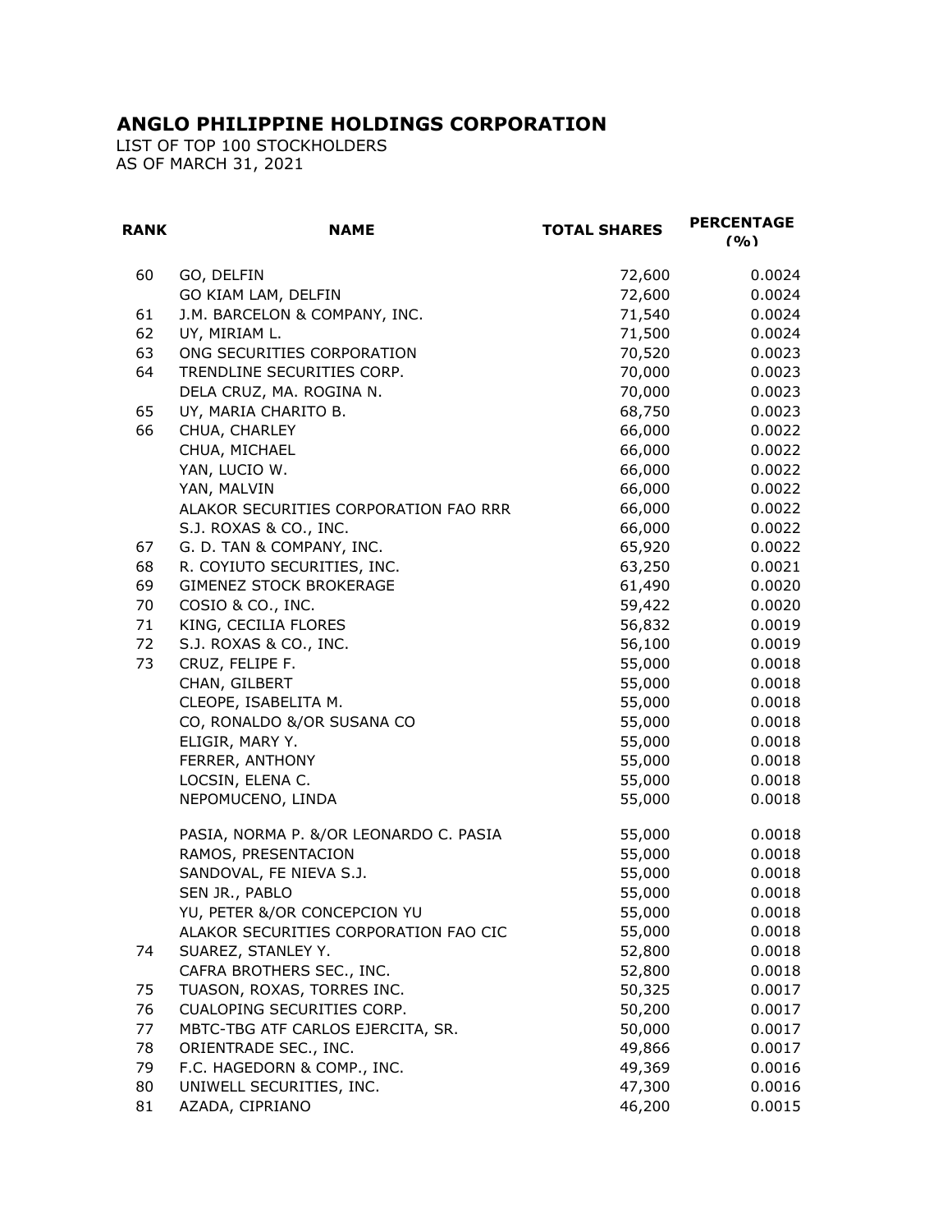# ANGLO PHILIPPINE HOLDINGS CORPORATION

LIST OF TOP 100 STOCKHOLDERS
AS OF MARCH 31, 2021

| RANK | NAME | TOTAL SHARES | PERCENTAGE (%) |
|---|---|---|---|
| 60 | GO, DELFIN | 72,600 | 0.0024 |
| | GO KIAM LAM, DELFIN | 72,600 | 0.0024 |
| 61 | J.M. BARCELON & COMPANY, INC. | 71,540 | 0.0024 |
| 62 | UY, MIRIAM L. | 71,500 | 0.0024 |
| 63 | ONG SECURITIES CORPORATION | 70,520 | 0.0023 |
| 64 | TRENDLINE SECURITIES CORP. | 70,000 | 0.0023 |
| | DELA CRUZ, MA. ROGINA N. | 70,000 | 0.0023 |
| 65 | UY, MARIA CHARITO B. | 68,750 | 0.0023 |
| 66 | CHUA, CHARLEY | 66,000 | 0.0022 |
| | CHUA, MICHAEL | 66,000 | 0.0022 |
| | YAN, LUCIO W. | 66,000 | 0.0022 |
| | YAN, MALVIN | 66,000 | 0.0022 |
| | ALAKOR SECURITIES CORPORATION FAO RRR | 66,000 | 0.0022 |
| | S.J. ROXAS & CO., INC. | 66,000 | 0.0022 |
| 67 | G. D. TAN & COMPANY, INC. | 65,920 | 0.0022 |
| 68 | R. COYIUTO SECURITIES, INC. | 63,250 | 0.0021 |
| 69 | GIMENEZ STOCK BROKERAGE | 61,490 | 0.0020 |
| 70 | COSIO & CO., INC. | 59,422 | 0.0020 |
| 71 | KING, CECILIA FLORES | 56,832 | 0.0019 |
| 72 | S.J. ROXAS & CO., INC. | 56,100 | 0.0019 |
| 73 | CRUZ, FELIPE F. | 55,000 | 0.0018 |
| | CHAN, GILBERT | 55,000 | 0.0018 |
| | CLEOPE, ISABELITA M. | 55,000 | 0.0018 |
| | CO, RONALDO &/OR SUSANA CO | 55,000 | 0.0018 |
| | ELIGIR, MARY Y. | 55,000 | 0.0018 |
| | FERRER, ANTHONY | 55,000 | 0.0018 |
| | LOCSIN, ELENA C. | 55,000 | 0.0018 |
| | NEPOMUCENO, LINDA | 55,000 | 0.0018 |
| | PASIA, NORMA P. &/OR LEONARDO C. PASIA | 55,000 | 0.0018 |
| | RAMOS, PRESENTACION | 55,000 | 0.0018 |
| | SANDOVAL, FE NIEVA S.J. | 55,000 | 0.0018 |
| | SEN JR., PABLO | 55,000 | 0.0018 |
| | YU, PETER &/OR CONCEPCION YU | 55,000 | 0.0018 |
| | ALAKOR SECURITIES CORPORATION FAO CIC | 55,000 | 0.0018 |
| 74 | SUAREZ, STANLEY Y. | 52,800 | 0.0018 |
| | CAFRA BROTHERS SEC., INC. | 52,800 | 0.0018 |
| 75 | TUASON, ROXAS, TORRES INC. | 50,325 | 0.0017 |
| 76 | CUALOPING SECURITIES CORP. | 50,200 | 0.0017 |
| 77 | MBTC-TBG ATF CARLOS EJERCITA, SR. | 50,000 | 0.0017 |
| 78 | ORIENTRADE SEC., INC. | 49,866 | 0.0017 |
| 79 | F.C. HAGEDORN & COMP., INC. | 49,369 | 0.0016 |
| 80 | UNIWELL SECURITIES, INC. | 47,300 | 0.0016 |
| 81 | AZADA, CIPRIANO | 46,200 | 0.0015 |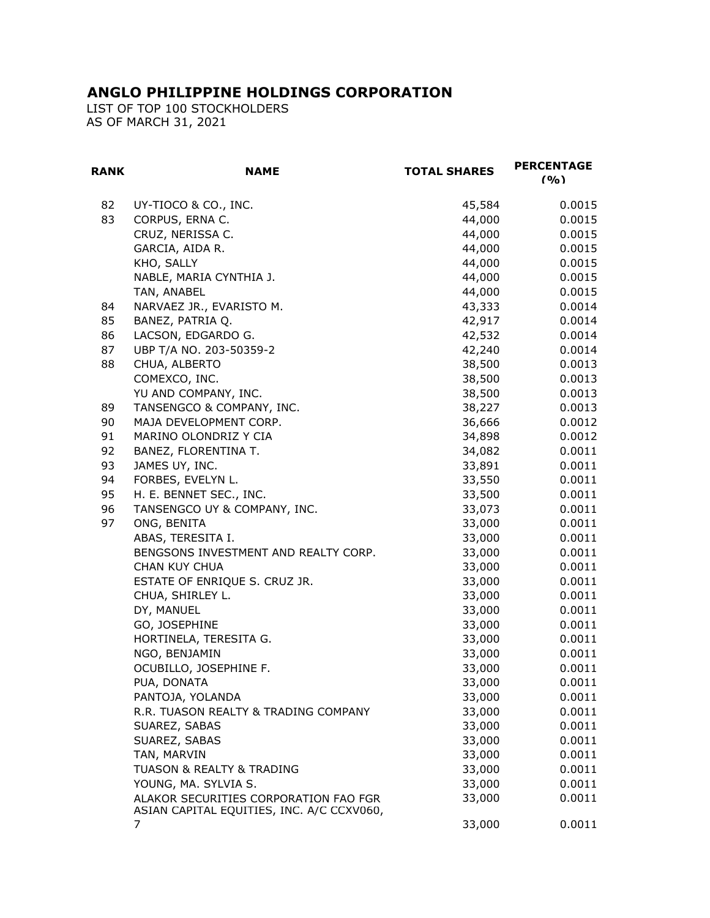# ANGLO PHILIPPINE HOLDINGS CORPORATION

LIST OF TOP 100 STOCKHOLDERS
AS OF MARCH 31, 2021

| RANK | NAME | TOTAL SHARES | PERCENTAGE (%) |
|---|---|---|---|
| 82 | UY-TIOCO & CO., INC. | 45,584 | 0.0015 |
| 83 | CORPUS, ERNA C. | 44,000 | 0.0015 |
| | CRUZ, NERISSA C. | 44,000 | 0.0015 |
| | GARCIA, AIDA R. | 44,000 | 0.0015 |
| | KHO, SALLY | 44,000 | 0.0015 |
| | NABLE, MARIA CYNTHIA J. | 44,000 | 0.0015 |
| | TAN, ANABEL | 44,000 | 0.0015 |
| 84 | NARVAEZ JR., EVARISTO M. | 43,333 | 0.0014 |
| 85 | BANEZ, PATRIA Q. | 42,917 | 0.0014 |
| 86 | LACSON, EDGARDO G. | 42,532 | 0.0014 |
| 87 | UBP T/A NO. 203-50359-2 | 42,240 | 0.0014 |
| 88 | CHUA, ALBERTO | 38,500 | 0.0013 |
| | COMEXCO, INC. | 38,500 | 0.0013 |
| | YU AND COMPANY, INC. | 38,500 | 0.0013 |
| 89 | TANSENGCO & COMPANY, INC. | 38,227 | 0.0013 |
| 90 | MAJA DEVELOPMENT CORP. | 36,666 | 0.0012 |
| 91 | MARINO OLONDRIZ Y CIA | 34,898 | 0.0012 |
| 92 | BANEZ, FLORENTINA T. | 34,082 | 0.0011 |
| 93 | JAMES UY, INC. | 33,891 | 0.0011 |
| 94 | FORBES, EVELYN L. | 33,550 | 0.0011 |
| 95 | H. E. BENNET SEC., INC. | 33,500 | 0.0011 |
| 96 | TANSENGCO UY & COMPANY, INC. | 33,073 | 0.0011 |
| 97 | ONG, BENITA | 33,000 | 0.0011 |
| | ABAS, TERESITA I. | 33,000 | 0.0011 |
| | BENGSONS INVESTMENT AND REALTY CORP. | 33,000 | 0.0011 |
| | CHAN KUY CHUA | 33,000 | 0.0011 |
| | ESTATE OF ENRIQUE S. CRUZ JR. | 33,000 | 0.0011 |
| | CHUA, SHIRLEY L. | 33,000 | 0.0011 |
| | DY, MANUEL | 33,000 | 0.0011 |
| | GO, JOSEPHINE | 33,000 | 0.0011 |
| | HORTINELA, TERESITA G. | 33,000 | 0.0011 |
| | NGO, BENJAMIN | 33,000 | 0.0011 |
| | OCUBILLO, JOSEPHINE F. | 33,000 | 0.0011 |
| | PUA, DONATA | 33,000 | 0.0011 |
| | PANTOJA, YOLANDA | 33,000 | 0.0011 |
| | R.R. TUASON REALTY & TRADING COMPANY | 33,000 | 0.0011 |
| | SUAREZ, SABAS | 33,000 | 0.0011 |
| | SUAREZ, SABAS | 33,000 | 0.0011 |
| | TAN, MARVIN | 33,000 | 0.0011 |
| | TUASON & REALTY & TRADING | 33,000 | 0.0011 |
| | YOUNG, MA. SYLVIA S. | 33,000 | 0.0011 |
| | ALAKOR SECURITIES CORPORATION FAO FGR | 33,000 | 0.0011 |
| | ASIAN CAPITAL EQUITIES, INC. A/C CCXV060, 7 | 33,000 | 0.0011 |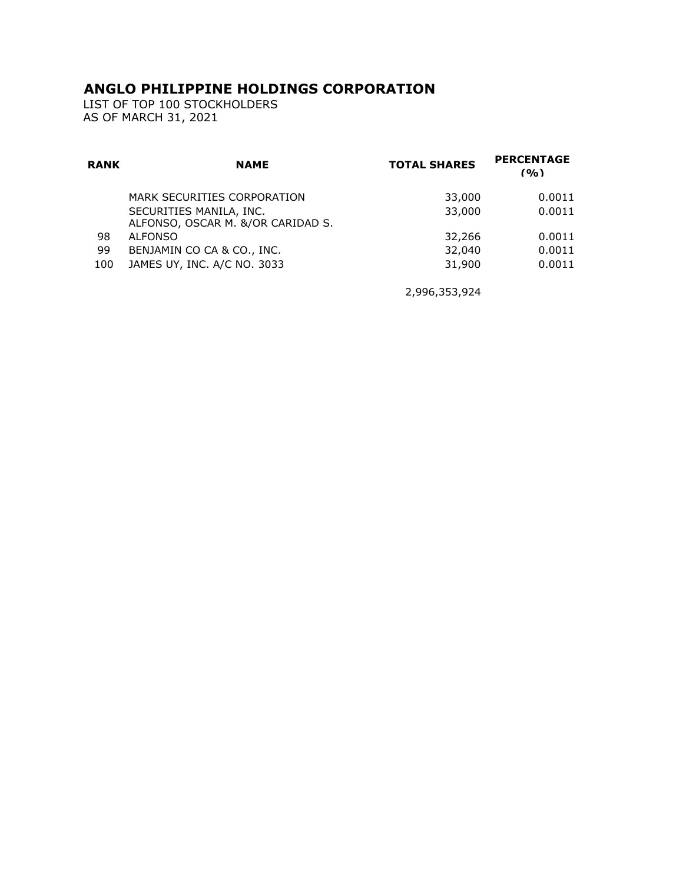# ANGLO PHILIPPINE HOLDINGS CORPORATION

LIST OF TOP 100 STOCKHOLDERS
AS OF MARCH 31, 2021

| RANK | NAME | TOTAL SHARES | PERCENTAGE (%) |
|---|---|---|---|
| | MARK SECURITIES CORPORATION | 33,000 | 0.0011 |
| | SECURITIES MANILA, INC. | 33,000 | 0.0011 |
| 98 | ALFONSO, OSCAR M. &/OR CARIDAD S. ALFONSO | 32,266 | 0.0011 |
| 99 | BENJAMIN CO CA & CO., INC. | 32,040 | 0.0011 |
| 100 | JAMES UY, INC. A/C NO. 3033 | 31,900 | 0.0011 |
| | | 2,996,353,924 | |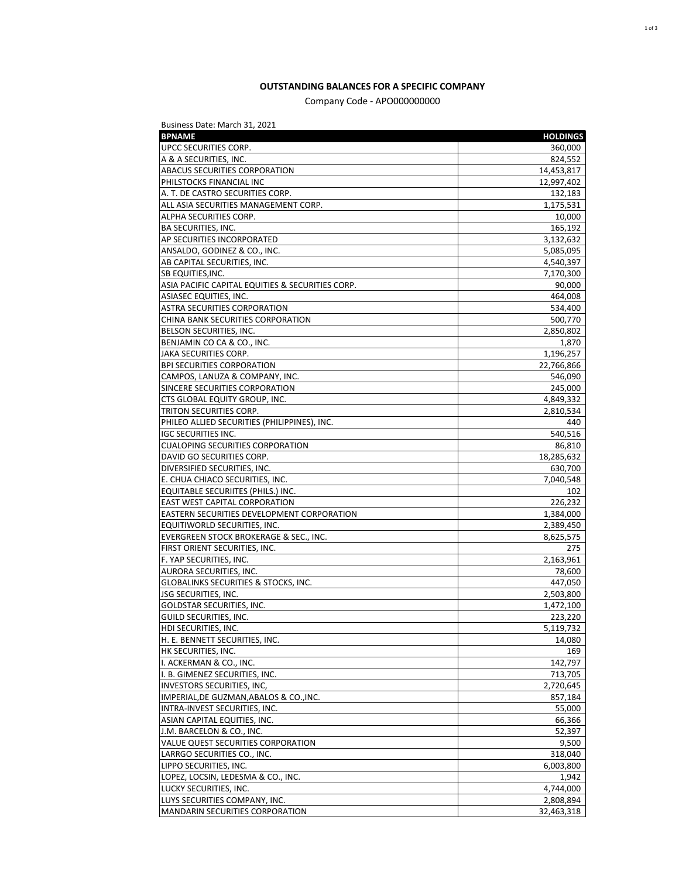**OUTSTANDING BALANCES FOR A SPECIFIC COMPANY**

Company Code - APO000000000

Business Date: March 31, 2021

| BPNAME | HOLDINGS |
|---|---|
| UPCC SECURITIES CORP. | 360,000 |
| A & A SECURITIES, INC. | 824,552 |
| ABACUS SECURITIES CORPORATION | 14,453,817 |
| PHILSTOCKS FINANCIAL INC | 12,997,402 |
| A. T. DE CASTRO SECURITIES CORP. | 132,183 |
| ALL ASIA SECURITIES MANAGEMENT CORP. | 1,175,531 |
| ALPHA SECURITIES CORP. | 10,000 |
| BA SECURITIES, INC. | 165,192 |
| AP SECURITIES INCORPORATED | 3,132,632 |
| ANSALDO, GODINEZ & CO., INC. | 5,085,095 |
| AB CAPITAL SECURITIES, INC. | 4,540,397 |
| SB EQUITIES,INC. | 7,170,300 |
| ASIA PACIFIC CAPITAL EQUITIES & SECURITIES CORP. | 90,000 |
| ASIASEC EQUITIES, INC. | 464,008 |
| ASTRA SECURITIES CORPORATION | 534,400 |
| CHINA BANK SECURITIES CORPORATION | 500,770 |
| BELSON SECURITIES, INC. | 2,850,802 |
| BENJAMIN CO CA & CO., INC. | 1,870 |
| JAKA SECURITIES CORP. | 1,196,257 |
| BPI SECURITIES CORPORATION | 22,766,866 |
| CAMPOS, LANUZA & COMPANY, INC. | 546,090 |
| SINCERE SECURITIES CORPORATION | 245,000 |
| CTS GLOBAL EQUITY GROUP, INC. | 4,849,332 |
| TRITON SECURITIES CORP. | 2,810,534 |
| PHILEO ALLIED SECURITIES (PHILIPPINES), INC. | 440 |
| IGC SECURITIES INC. | 540,516 |
| CUALOPING SECURITIES CORPORATION | 86,810 |
| DAVID GO SECURITIES CORP. | 18,285,632 |
| DIVERSIFIED SECURITIES, INC. | 630,700 |
| E. CHUA CHIACO SECURITIES, INC. | 7,040,548 |
| EQUITABLE SECURIITES (PHILS.) INC. | 102 |
| EAST WEST CAPITAL CORPORATION | 226,232 |
| EASTERN SECURITIES DEVELOPMENT CORPORATION | 1,384,000 |
| EQUITIWORLD SECURITIES, INC. | 2,389,450 |
| EVERGREEN STOCK BROKERAGE & SEC., INC. | 8,625,575 |
| FIRST ORIENT SECURITIES, INC. | 275 |
| F. YAP SECURITIES, INC. | 2,163,961 |
| AURORA SECURITIES, INC. | 78,600 |
| GLOBALINKS SECURITIES & STOCKS, INC. | 447,050 |
| JSG SECURITIES, INC. | 2,503,800 |
| GOLDSTAR SECURITIES, INC. | 1,472,100 |
| GUILD SECURITIES, INC. | 223,220 |
| HDI SECURITIES, INC. | 5,119,732 |
| H. E. BENNETT SECURITIES, INC. | 14,080 |
| HK SECURITIES, INC. | 169 |
| I. ACKERMAN & CO., INC. | 142,797 |
| I. B. GIMENEZ SECURITIES, INC. | 713,705 |
| INVESTORS SECURITIES, INC, | 2,720,645 |
| IMPERIAL,DE GUZMAN,ABALOS & CO.,INC. | 857,184 |
| INTRA-INVEST SECURITIES, INC. | 55,000 |
| ASIAN CAPITAL EQUITIES, INC. | 66,366 |
| J.M. BARCELON & CO., INC. | 52,397 |
| VALUE QUEST SECURITIES CORPORATION | 9,500 |
| LARRGO SECURITIES CO., INC. | 318,040 |
| LIPPO SECURITIES, INC. | 6,003,800 |
| LOPEZ, LOCSIN, LEDESMA & CO., INC. | 1,942 |
| LUCKY SECURITIES, INC. | 4,744,000 |
| LUYS SECURITIES COMPANY, INC. | 2,808,894 |
| MANDARIN SECURITIES CORPORATION | 32,463,318 |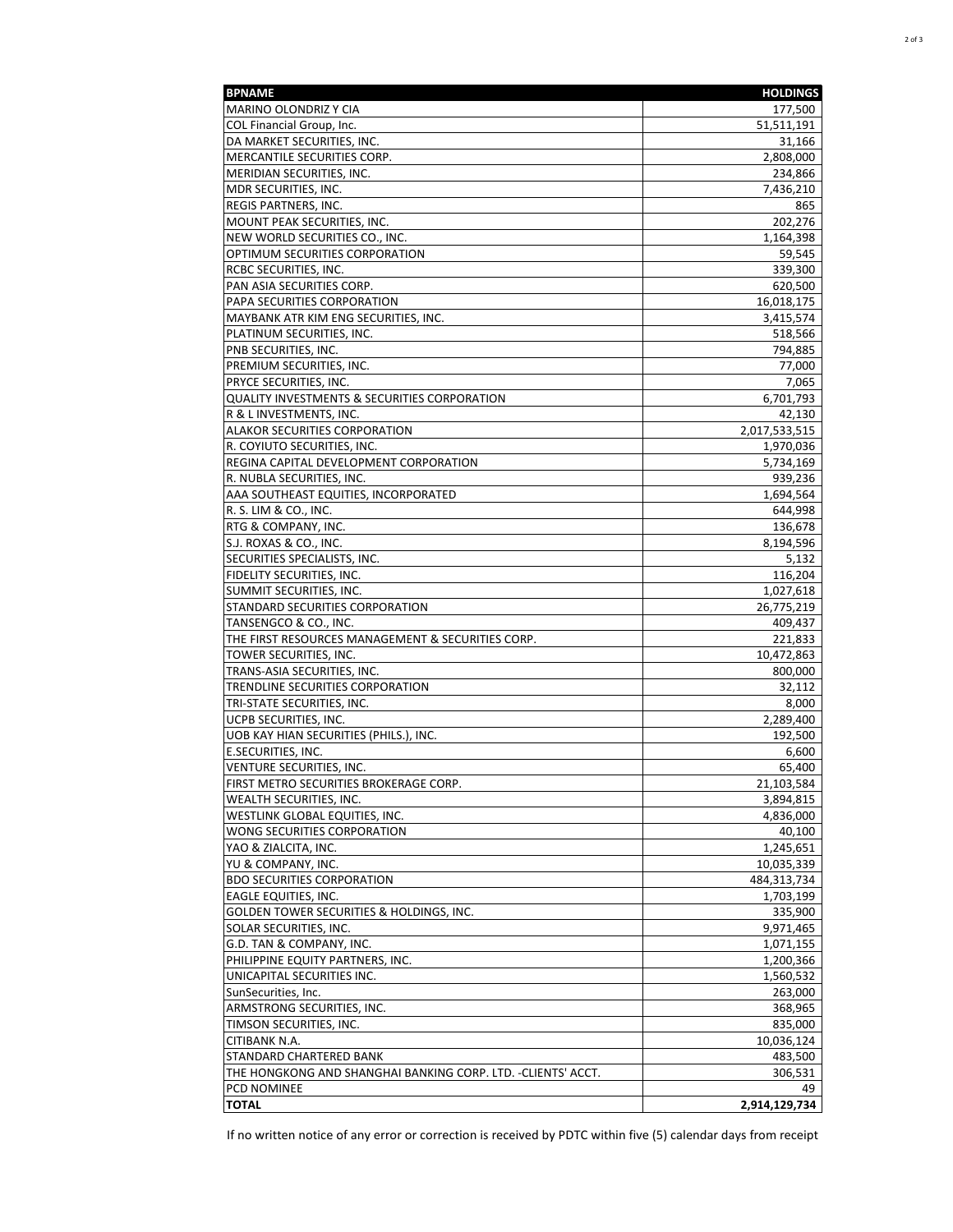| BPNAME | HOLDINGS |
| --- | --- |
| MARINO OLONDRIZ Y CIA | 177,500 |
| COL Financial Group, Inc. | 51,511,191 |
| DA MARKET SECURITIES, INC. | 31,166 |
| MERCANTILE SECURITIES CORP. | 2,808,000 |
| MERIDIAN SECURITIES, INC. | 234,866 |
| MDR SECURITIES, INC. | 7,436,210 |
| REGIS PARTNERS, INC. | 865 |
| MOUNT PEAK SECURITIES, INC. | 202,276 |
| NEW WORLD SECURITIES CO., INC. | 1,164,398 |
| OPTIMUM SECURITIES CORPORATION | 59,545 |
| RCBC SECURITIES, INC. | 339,300 |
| PAN ASIA SECURITIES CORP. | 620,500 |
| PAPA SECURITIES CORPORATION | 16,018,175 |
| MAYBANK ATR KIM ENG SECURITIES, INC. | 3,415,574 |
| PLATINUM SECURITIES, INC. | 518,566 |
| PNB SECURITIES, INC. | 794,885 |
| PREMIUM SECURITIES, INC. | 77,000 |
| PRYCE SECURITIES, INC. | 7,065 |
| QUALITY INVESTMENTS & SECURITIES CORPORATION | 6,701,793 |
| R & L INVESTMENTS, INC. | 42,130 |
| ALAKOR SECURITIES CORPORATION | 2,017,533,515 |
| R. COYIUTO SECURITIES, INC. | 1,970,036 |
| REGINA CAPITAL DEVELOPMENT CORPORATION | 5,734,169 |
| R. NUBLA SECURITIES, INC. | 939,236 |
| AAA SOUTHEAST EQUITIES, INCORPORATED | 1,694,564 |
| R. S. LIM & CO., INC. | 644,998 |
| RTG & COMPANY, INC. | 136,678 |
| S.J. ROXAS & CO., INC. | 8,194,596 |
| SECURITIES SPECIALISTS, INC. | 5,132 |
| FIDELITY SECURITIES, INC. | 116,204 |
| SUMMIT SECURITIES, INC. | 1,027,618 |
| STANDARD SECURITIES CORPORATION | 26,775,219 |
| TANSENGCO & CO., INC. | 409,437 |
| THE FIRST RESOURCES MANAGEMENT & SECURITIES CORP. | 221,833 |
| TOWER SECURITIES, INC. | 10,472,863 |
| TRANS-ASIA SECURITIES, INC. | 800,000 |
| TRENDLINE SECURITIES CORPORATION | 32,112 |
| TRI-STATE SECURITIES, INC. | 8,000 |
| UCPB SECURITIES, INC. | 2,289,400 |
| UOB KAY HIAN SECURITIES (PHILS.), INC. | 192,500 |
| E.SECURITIES, INC. | 6,600 |
| VENTURE SECURITIES, INC. | 65,400 |
| FIRST METRO SECURITIES BROKERAGE CORP. | 21,103,584 |
| WEALTH SECURITIES, INC. | 3,894,815 |
| WESTLINK GLOBAL EQUITIES, INC. | 4,836,000 |
| WONG SECURITIES CORPORATION | 40,100 |
| YAO & ZIALCITA, INC. | 1,245,651 |
| YU & COMPANY, INC. | 10,035,339 |
| BDO SECURITIES CORPORATION | 484,313,734 |
| EAGLE EQUITIES, INC. | 1,703,199 |
| GOLDEN TOWER SECURITIES & HOLDINGS, INC. | 335,900 |
| SOLAR SECURITIES, INC. | 9,971,465 |
| G.D. TAN & COMPANY, INC. | 1,071,155 |
| PHILIPPINE EQUITY PARTNERS, INC. | 1,200,366 |
| UNICAPITAL SECURITIES INC. | 1,560,532 |
| SunSecurities, Inc. | 263,000 |
| ARMSTRONG SECURITIES, INC. | 368,965 |
| TIMSON SECURITIES, INC. | 835,000 |
| CITIBANK N.A. | 10,036,124 |
| STANDARD CHARTERED BANK | 483,500 |
| THE HONGKONG AND SHANGHAI BANKING CORP. LTD. -CLIENTS' ACCT. | 306,531 |
| PCD NOMINEE | 49 |
| **TOTAL** | **2,914,129,734** |

If no written notice of any error or correction is received by PDTC within five (5) calendar days from receipt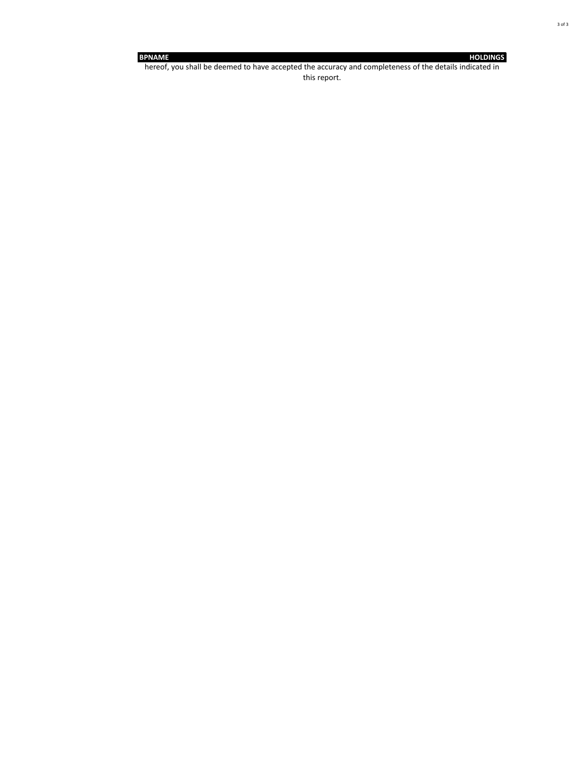| BPNAME | HOLDINGS |
| --- | --- |

hereof, you shall be deemed to have accepted the accuracy and completeness of the details indicated in this report.